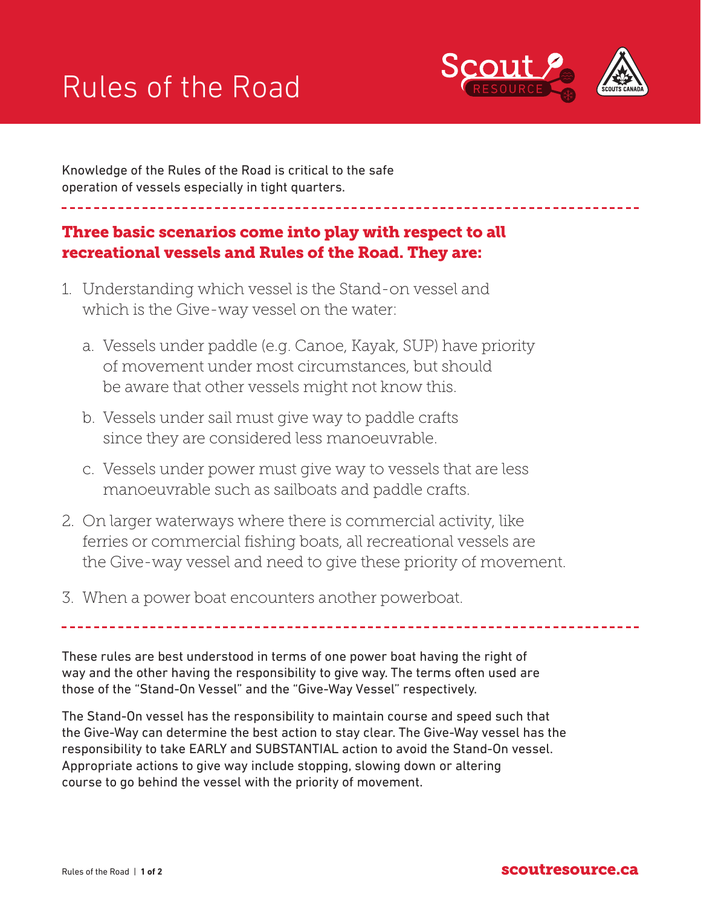# Rules of the Road

Knowledge of the Rules of the Road is critical to the safe operation of vessels especially in tight quarters.

## Three basic scenarios come into play with respect to all recreational vessels and Rules of the Road. They are:

1. Understanding which vessel is the Stand-on vessel and which is the Give-way vessel on the water:
   a. Vessels under paddle (e.g. Canoe, Kayak, SUP) have priority of movement under most circumstances, but should be aware that other vessels might not know this.
   b. Vessels under sail must give way to paddle crafts since they are considered less manoeuvrable.
   c. Vessels under power must give way to vessels that are less manoeuvrable such as sailboats and paddle crafts.
2. On larger waterways where there is commercial activity, like ferries or commercial fishing boats, all recreational vessels are the Give-way vessel and need to give these priority of movement.
3. When a power boat encounters another powerboat.

These rules are best understood in terms of one power boat having the right of way and the other having the responsibility to give way. The terms often used are those of the "Stand-On Vessel" and the "Give-Way Vessel" respectively.

The Stand-On vessel has the responsibility to maintain course and speed such that the Give-Way can determine the best action to stay clear. The Give-Way vessel has the responsibility to take EARLY and SUBSTANTIAL action to avoid the Stand-On vessel. Appropriate actions to give way include stopping, slowing down or altering course to go behind the vessel with the priority of movement.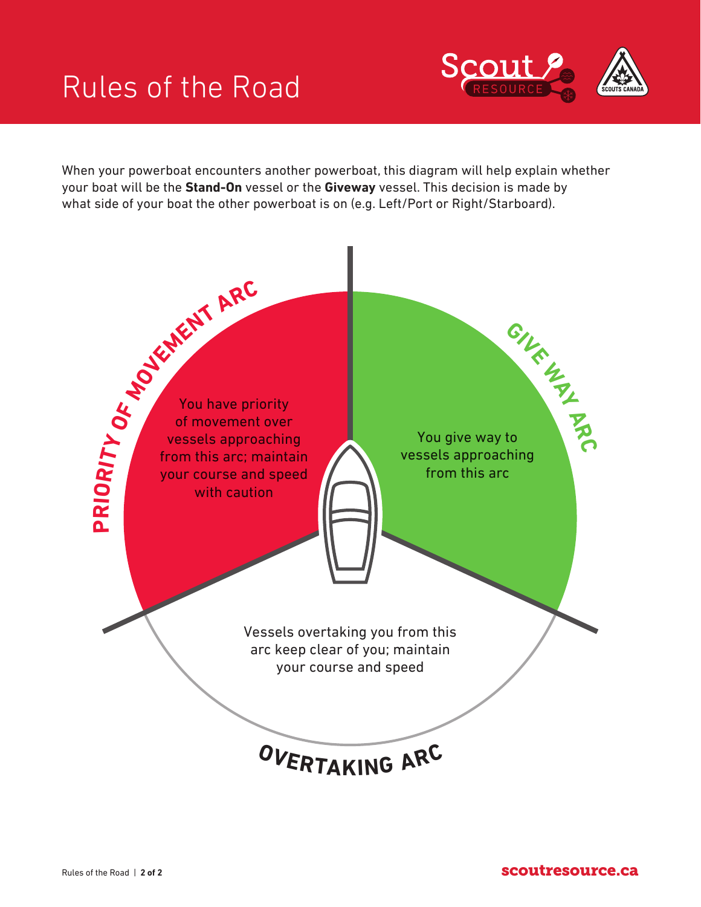# Rules of the Road

When your powerboat encounters another powerboat, this diagram will help explain whether your boat will be the **Stand-On** vessel or the **Giveway** vessel. This decision is made by what side of your boat the other powerboat is on (e.g. Left/Port or Right/Starboard).

PRIORITY OF MOVEMENT ARC

You have priority of movement over vessels approaching from this arc; maintain your course and speed with caution

GIVE WAY ARC

You give way to vessels approaching from this arc

OVERTAKING ARC

Vessels overtaking you from this arc keep clear of you; maintain your course and speed

scoutresource.ca